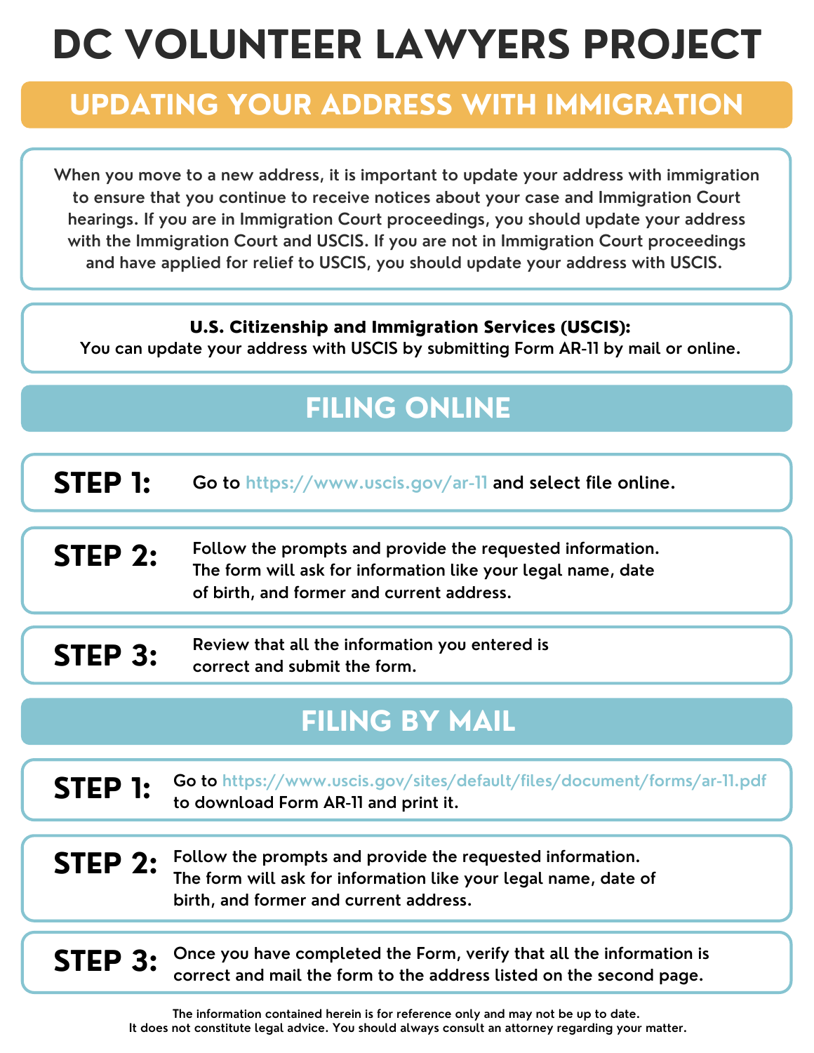# DC VOLUNTEER LAWYERS PROJECT

## UPDATING YOUR ADDRESS WITH IMMIGRATION

When you move to a new address, it is important to update your address with immigration to ensure that you continue to receive notices about your case and Immigration Court hearings. If you are in Immigration Court proceedings, you should update your address with the Immigration Court and USCIS. If you are not in Immigration Court proceedings and have applied for relief to USCIS, you should update your address with USCIS.

**U.S. Citizenship and Immigration Services (USCIS):**
You can update your address with USCIS by submitting Form AR-11 by mail or online.

## FILING ONLINE

**STEP 1:** Go to https://www.uscis.gov/ar-11 and select file online.

**STEP 2:** Follow the prompts and provide the requested information. The form will ask for information like your legal name, date of birth, and former and current address.

**STEP 3:** Review that all the information you entered is correct and submit the form.

## FILING BY MAIL

**STEP 1:** Go to https://www.uscis.gov/sites/default/files/document/forms/ar-11.pdf to download Form AR-11 and print it.

**STEP 2:** Follow the prompts and provide the requested information. The form will ask for information like your legal name, date of birth, and former and current address.

**STEP 3:** Once you have completed the Form, verify that all the information is correct and mail the form to the address listed on the second page.

The information contained herein is for reference only and may not be up to date.
It does not constitute legal advice. You should always consult an attorney regarding your matter.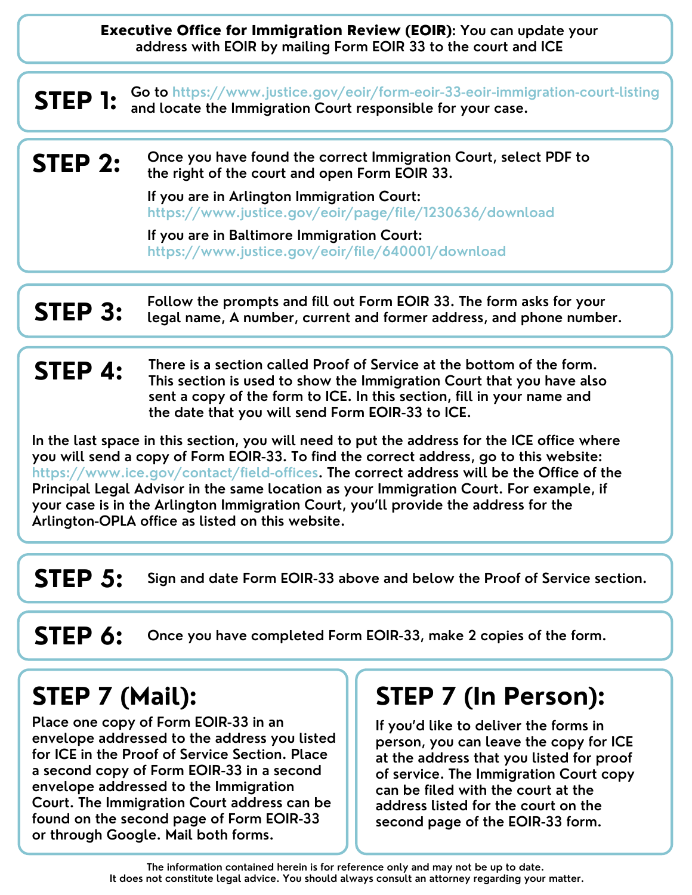**Executive Office for Immigration Review (EOIR)**: You can update your address with EOIR by mailing Form EOIR 33 to the court and ICE

## STEP 1:

Go to https://www.justice.gov/eoir/form-eoir-33-eoir-immigration-court-listing and locate the Immigration Court responsible for your case.

## STEP 2:

Once you have found the correct Immigration Court, select PDF to the right of the court and open Form EOIR 33.

If you are in Arlington Immigration Court:
https://www.justice.gov/eoir/page/file/1230636/download

If you are in Baltimore Immigration Court:
https://www.justice.gov/eoir/file/640001/download

## STEP 3:

Follow the prompts and fill out Form EOIR 33. The form asks for your legal name, A number, current and former address, and phone number.

## STEP 4:

There is a section called Proof of Service at the bottom of the form. This section is used to show the Immigration Court that you have also sent a copy of the form to ICE. In this section, fill in your name and the date that you will send Form EOIR-33 to ICE.

In the last space in this section, you will need to put the address for the ICE office where you will send a copy of Form EOIR-33. To find the correct address, go to this website: https://www.ice.gov/contact/field-offices. The correct address will be the Office of the Principal Legal Advisor in the same location as your Immigration Court. For example, if your case is in the Arlington Immigration Court, you'll provide the address for the Arlington-OPLA office as listed on this website.

## STEP 5:

Sign and date Form EOIR-33 above and below the Proof of Service section.

## STEP 6:

Once you have completed Form EOIR-33, make 2 copies of the form.

## STEP 7 (Mail):

Place one copy of Form EOIR-33 in an envelope addressed to the address you listed for ICE in the Proof of Service Section. Place a second copy of Form EOIR-33 in a second envelope addressed to the Immigration Court. The Immigration Court address can be found on the second page of Form EOIR-33 or through Google. Mail both forms.

## STEP 7 (In Person):

If you'd like to deliver the forms in person, you can leave the copy for ICE at the address that you listed for proof of service. The Immigration Court copy can be filed with the court at the address listed for the court on the second page of the EOIR-33 form.

The information contained herein is for reference only and may not be up to date.
It does not constitute legal advice. You should always consult an attorney regarding your matter.